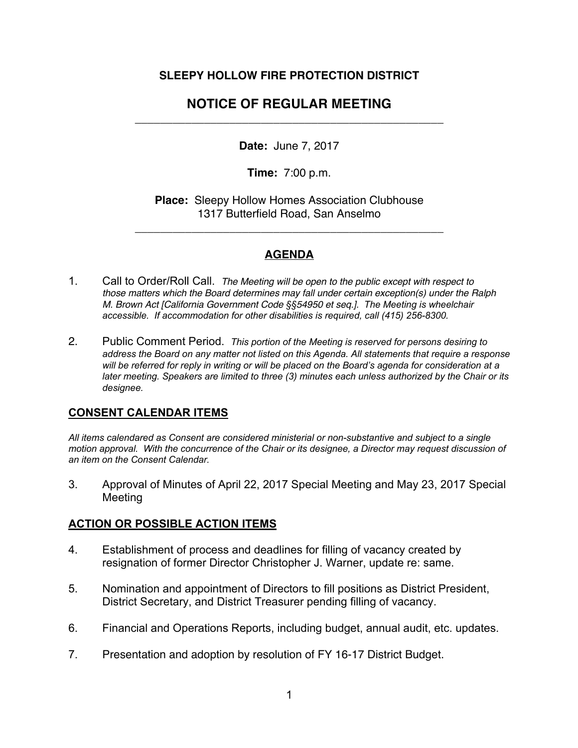# SLEEPY HOLLOW FIRE PROTECTION DISTRICT

## NOTICE OF REGULAR MEETING

---

**Date:** June 7, 2017

**Time:** 7:00 p.m.

**Place:** Sleepy Hollow Homes Association Clubhouse
1317 Butterfield Road, San Anselmo

---

## AGENDA

1. Call to Order/Roll Call. *The Meeting will be open to the public except with respect to those matters which the Board determines may fall under certain exception(s) under the Ralph M. Brown Act [California Government Code §§54950 et seq.]. The Meeting is wheelchair accessible. If accommodation for other disabilities is required, call (415) 256-8300.*

2. Public Comment Period. *This portion of the Meeting is reserved for persons desiring to address the Board on any matter not listed on this Agenda. All statements that require a response will be referred for reply in writing or will be placed on the Board's agenda for consideration at a later meeting. Speakers are limited to three (3) minutes each unless authorized by the Chair or its designee.*

### CONSENT CALENDAR ITEMS

*All items calendared as Consent are considered ministerial or non-substantive and subject to a single motion approval. With the concurrence of the Chair or its designee, a Director may request discussion of an item on the Consent Calendar.*

3. Approval of Minutes of April 22, 2017 Special Meeting and May 23, 2017 Special Meeting

### ACTION OR POSSIBLE ACTION ITEMS

4. Establishment of process and deadlines for filling of vacancy created by resignation of former Director Christopher J. Warner, update re: same.

5. Nomination and appointment of Directors to fill positions as District President, District Secretary, and District Treasurer pending filling of vacancy.

6. Financial and Operations Reports, including budget, annual audit, etc. updates.

7. Presentation and adoption by resolution of FY 16-17 District Budget.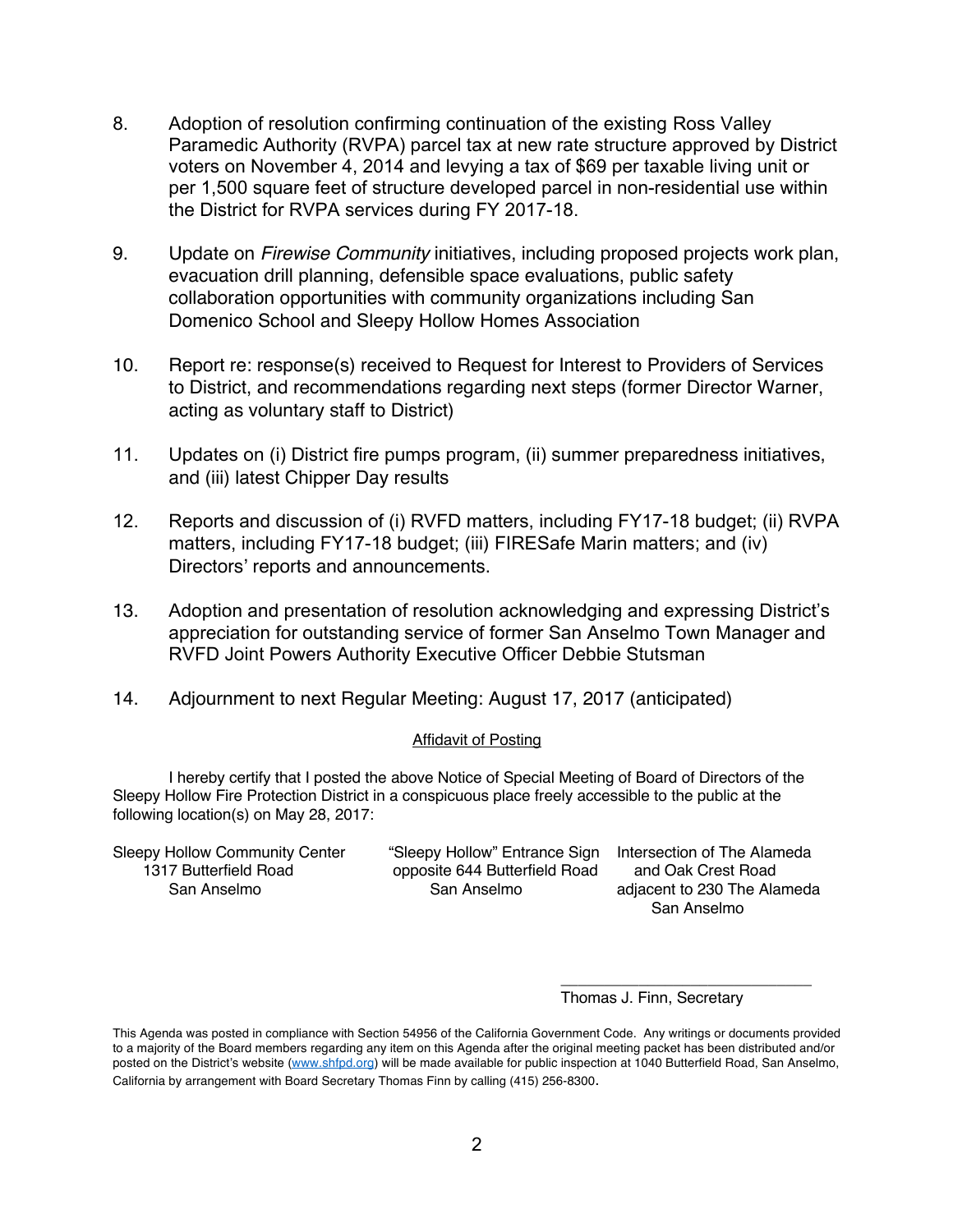8. Adoption of resolution confirming continuation of the existing Ross Valley Paramedic Authority (RVPA) parcel tax at new rate structure approved by District voters on November 4, 2014 and levying a tax of $69 per taxable living unit or per 1,500 square feet of structure developed parcel in non-residential use within the District for RVPA services during FY 2017-18.

9. Update on *Firewise Community* initiatives, including proposed projects work plan, evacuation drill planning, defensible space evaluations, public safety collaboration opportunities with community organizations including San Domenico School and Sleepy Hollow Homes Association

10. Report re: response(s) received to Request for Interest to Providers of Services to District, and recommendations regarding next steps (former Director Warner, acting as voluntary staff to District)

11. Updates on (i) District fire pumps program, (ii) summer preparedness initiatives, and (iii) latest Chipper Day results

12. Reports and discussion of (i) RVFD matters, including FY17-18 budget; (ii) RVPA matters, including FY17-18 budget; (iii) FIRESafe Marin matters; and (iv) Directors' reports and announcements.

13. Adoption and presentation of resolution acknowledging and expressing District's appreciation for outstanding service of former San Anselmo Town Manager and RVFD Joint Powers Authority Executive Officer Debbie Stutsman

14. Adjournment to next Regular Meeting: August 17, 2017 (anticipated)

## Affidavit of Posting

I hereby certify that I posted the above Notice of Special Meeting of Board of Directors of the Sleepy Hollow Fire Protection District in a conspicuous place freely accessible to the public at the following location(s) on May 28, 2017:

Sleepy Hollow Community Center
1317 Butterfield Road
San Anselmo

"Sleepy Hollow" Entrance Sign
opposite 644 Butterfield Road
San Anselmo

Intersection of The Alameda
and Oak Crest Road
adjacent to 230 The Alameda
San Anselmo

\_\_\_\_\_\_\_\_\_\_\_\_\_\_\_\_\_\_\_\_\_\_\_\_\_\_\_\_\_\_
Thomas J. Finn, Secretary

This Agenda was posted in compliance with Section 54956 of the California Government Code. Any writings or documents provided to a majority of the Board members regarding any item on this Agenda after the original meeting packet has been distributed and/or posted on the District's website (www.shfpd.org) will be made available for public inspection at 1040 Butterfield Road, San Anselmo, California by arrangement with Board Secretary Thomas Finn by calling (415) 256-8300.